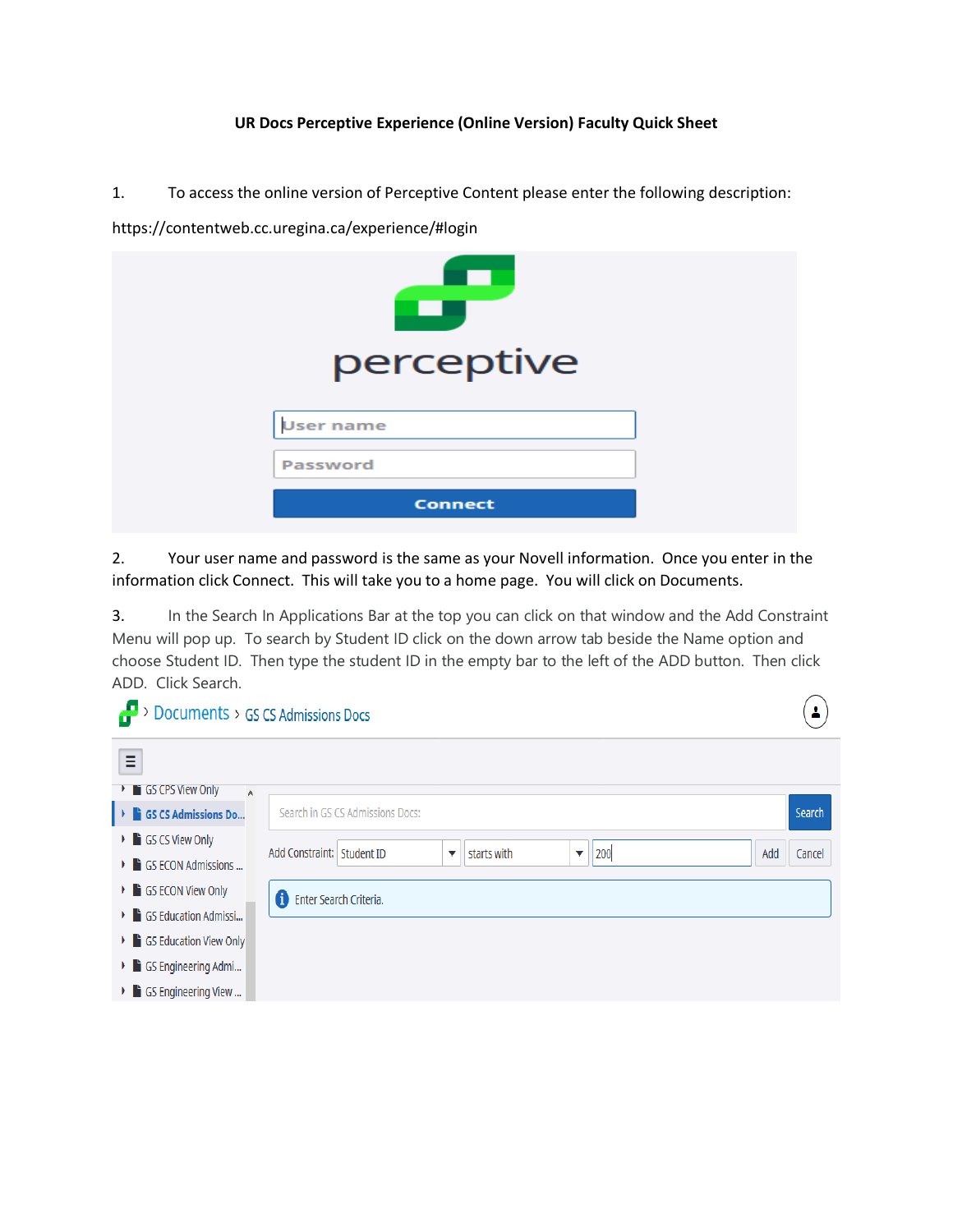**UR Docs Perceptive Experience (Online Version) Faculty Quick Sheet**

1. To access the online version of Perceptive Content please enter the following description:

https://contentweb.cc.uregina.ca/experience/#login

2. Your user name and password is the same as your Novell information. Once you enter in the information click Connect. This will take you to a home page. You will click on Documents.

3. In the Search In Applications Bar at the top you can click on that window and the Add Constraint Menu will pop up. To search by Student ID click on the down arrow tab beside the Name option and choose Student ID. Then type the student ID in the empty bar to the left of the ADD button. Then click ADD. Click Search.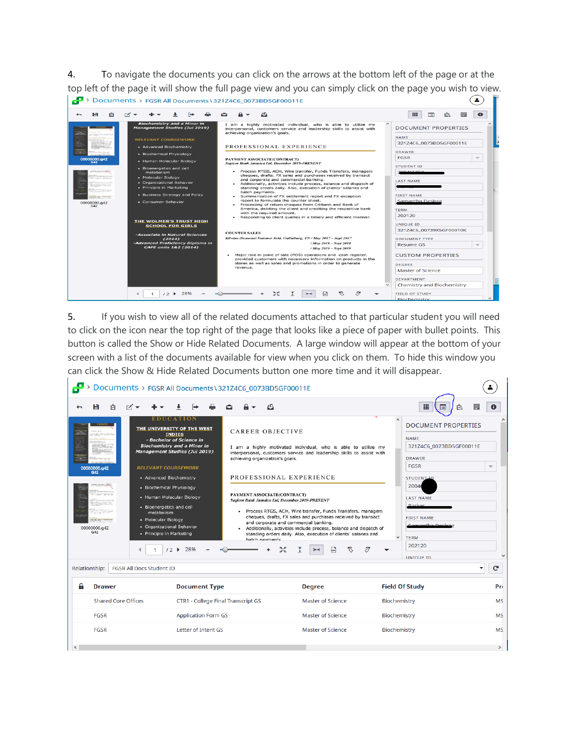4. To navigate the documents you can click on the arrows at the bottom left of the page or at the top left of the page it will show the full page view and you can simply click on the page you wish to view.

5. If you wish to view all of the related documents attached to that particular student you will need to click on the icon near the top right of the page that looks like a piece of paper with bullet points. This button is called the Show or Hide Related Documents. A large window will appear at the bottom of your screen with a list of the documents available for view when you click on them. To hide this window you can click the Show & Hide Related Documents button one more time and it will disappear.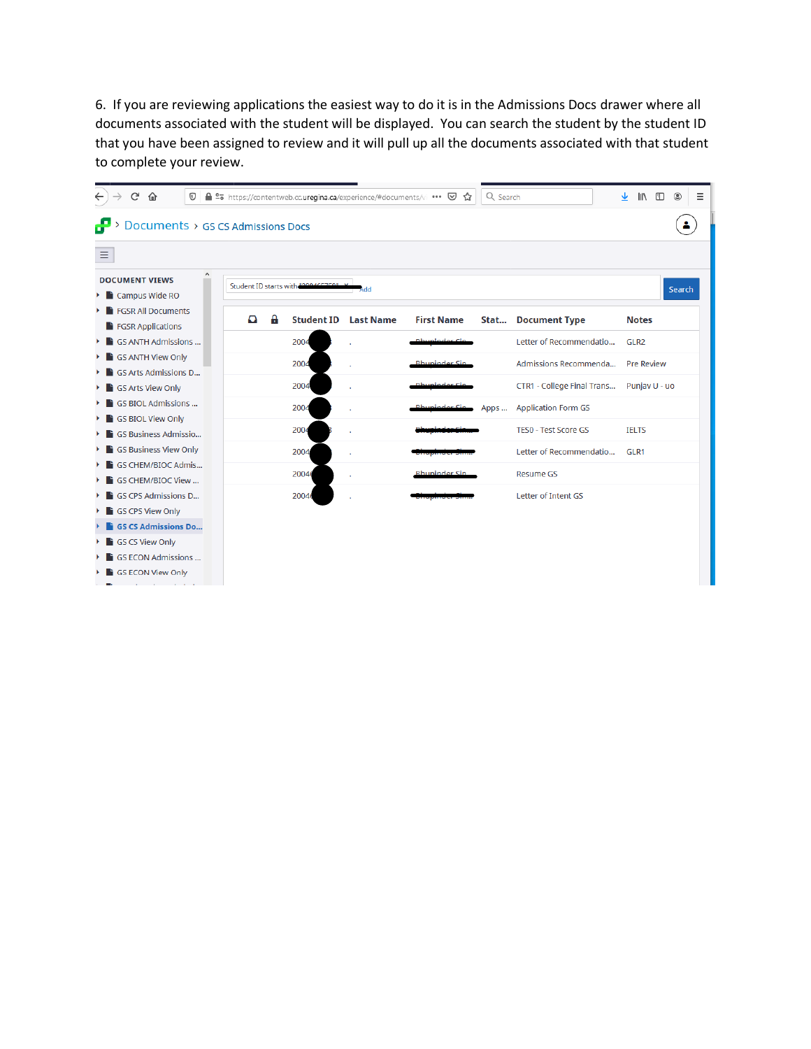6. If you are reviewing applications the easiest way to do it is in the Admissions Docs drawer where all documents associated with the student will be displayed. You can search the student by the student ID that you have been assigned to review and it will pull up all the documents associated with that student to complete your review.